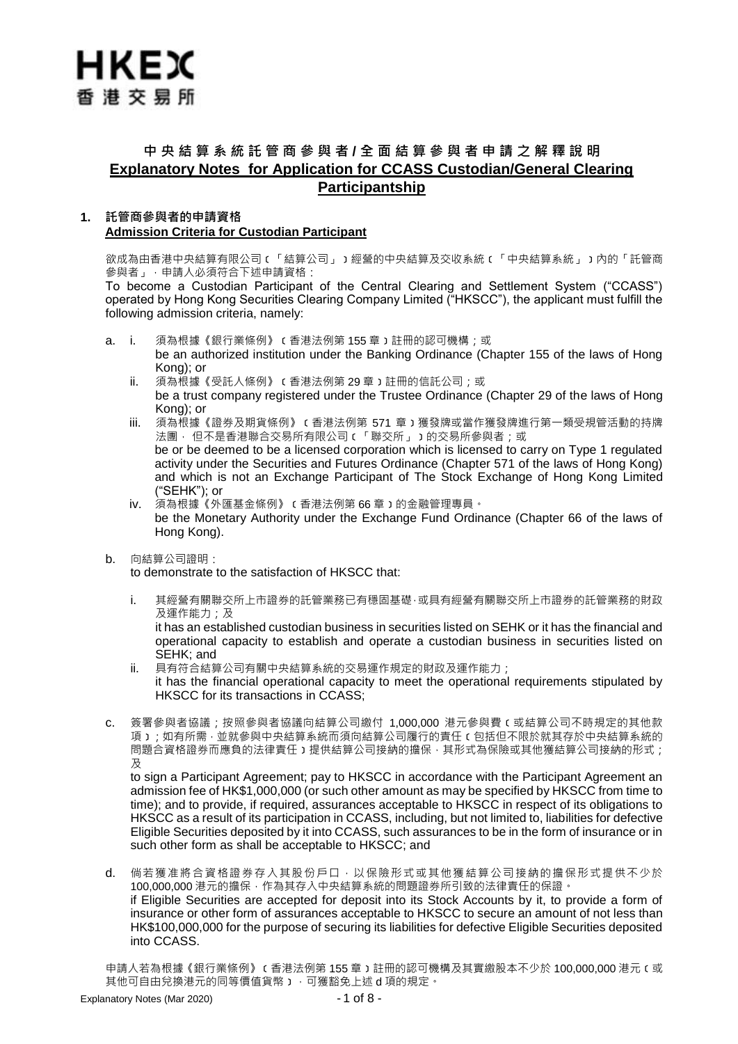HKEX
香港交易所

# 中央結算系統託管商參與者/全面結算參與者申請之解釋說明
# Explanatory Notes for Application for CCASS Custodian/General Clearing Participantship

## 1. 託管商參與者的申請資格 Admission Criteria for Custodian Participant

欲成為由香港中央結算有限公司（「結算公司」）經營的中央結算及交收系統（「中央結算系統」）內的「託管商參與者」，申請人必須符合下述申請資格：

To become a Custodian Participant of the Central Clearing and Settlement System ("CCASS") operated by Hong Kong Securities Clearing Company Limited ("HKSCC"), the applicant must fulfill the following admission criteria, namely:

a. i. 須為根據《銀行業條例》（香港法例第 155 章）註冊的認可機構；或
be an authorized institution under the Banking Ordinance (Chapter 155 of the laws of Hong Kong); or

ii. 須為根據《受託人條例》（香港法例第 29 章）註冊的信託公司；或
be a trust company registered under the Trustee Ordinance (Chapter 29 of the laws of Hong Kong); or

iii. 須為根據《證券及期貨條例》（香港法例第 571 章）獲發牌或當作獲發牌進行第一類受規管活動的持牌法團，但不是香港聯合交易所有限公司（「聯交所」）的交易所參與者；或
be or be deemed to be a licensed corporation which is licensed to carry on Type 1 regulated activity under the Securities and Futures Ordinance (Chapter 571 of the laws of Hong Kong) and which is not an Exchange Participant of The Stock Exchange of Hong Kong Limited ("SEHK"); or

iv. 須為根據《外匯基金條例》（香港法例第 66 章）的金融管理專員。
be the Monetary Authority under the Exchange Fund Ordinance (Chapter 66 of the laws of Hong Kong).

b. 向結算公司證明：
to demonstrate to the satisfaction of HKSCC that:

i. 其經營有關聯交所上市證券的託管業務已有穩固基礎，或具有經營有關聯交所上市證券的託管業務的財政及運作能力；及
it has an established custodian business in securities listed on SEHK or it has the financial and operational capacity to establish and operate a custodian business in securities listed on SEHK; and

ii. 具有符合結算公司有關中央結算系統的交易運作規定的財政及運作能力；
it has the financial operational capacity to meet the operational requirements stipulated by HKSCC for its transactions in CCASS;

c. 簽署參與者協議；按照參與者協議向結算公司繳付 1,000,000 港元參與費（或結算公司不時規定的其他款項）；如有所需，並就參與中央結算系統而須向結算公司履行的責任（包括但不限於就其存於中央結算系統的問題合資格證券而應負的法律責任）提供結算公司接納的擔保，其形式為保險或其他獲結算公司接納的形式；及
to sign a Participant Agreement; pay to HKSCC in accordance with the Participant Agreement an admission fee of HK$1,000,000 (or such other amount as may be specified by HKSCC from time to time); and to provide, if required, assurances acceptable to HKSCC in respect of its obligations to HKSCC as a result of its participation in CCASS, including, but not limited to, liabilities for defective Eligible Securities deposited by it into CCASS, such assurances to be in the form of insurance or in such other form as shall be acceptable to HKSCC; and

d. 倘若獲准將合資格證券存入其股份戶口，以保險形式或其他獲結算公司接納的擔保形式提供不少於 100,000,000 港元的擔保，作為其存入中央結算系統的問題證券所引致的法律責任的保證。
if Eligible Securities are accepted for deposit into its Stock Accounts by it, to provide a form of insurance or other form of assurances acceptable to HKSCC to secure an amount of not less than HK$100,000,000 for the purpose of securing its liabilities for defective Eligible Securities deposited into CCASS.

申請人若為根據《銀行業條例》（香港法例第 155 章）註冊的認可機構及其實繳股本不少於 100,000,000 港元（或其他可自由兌換港元的同等價值貨幣），可獲豁免上述 d 項的規定。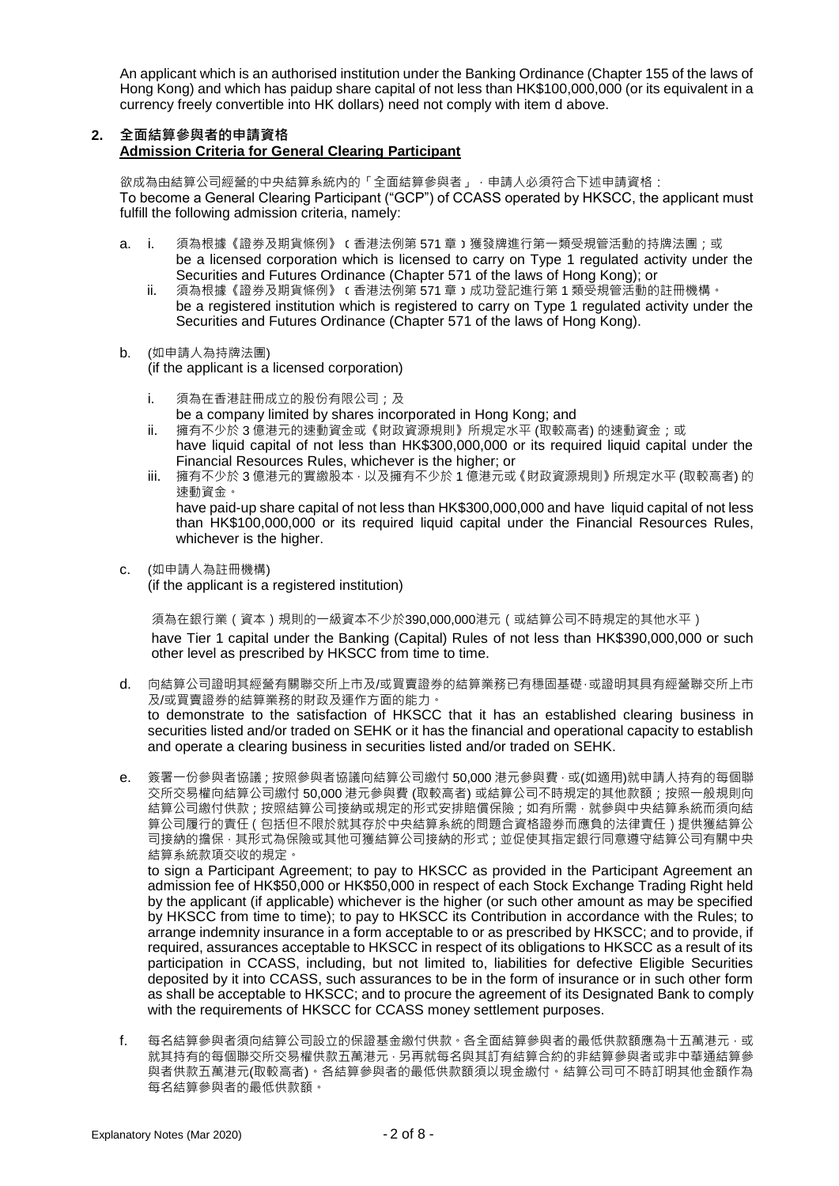An applicant which is an authorised institution under the Banking Ordinance (Chapter 155 of the laws of Hong Kong) and which has paidup share capital of not less than HK$100,000,000 (or its equivalent in a currency freely convertible into HK dollars) need not comply with item d above.

## 2. 全面結算參與者的申請資格 Admission Criteria for General Clearing Participant

欲成為由結算公司經營的中央結算系統內的「全面結算參與者」，申請人必須符合下述申請資格：
To become a General Clearing Participant ("GCP") of CCASS operated by HKSCC, the applicant must fulfill the following admission criteria, namely:

a. i. 須為根據《證券及期貨條例》﹝香港法例第 571 章﹞獲發牌進行第一類受規管活動的持牌法團；或
be a licensed corporation which is licensed to carry on Type 1 regulated activity under the Securities and Futures Ordinance (Chapter 571 of the laws of Hong Kong); or

ii. 須為根據《證券及期貨條例》﹝香港法例第 571 章﹞成功登記進行第 1 類受規管活動的註冊機構。
be a registered institution which is registered to carry on Type 1 regulated activity under the Securities and Futures Ordinance (Chapter 571 of the laws of Hong Kong).

b. (如申請人為持牌法團)
(if the applicant is a licensed corporation)

i. 須為在香港註冊成立的股份有限公司；及
be a company limited by shares incorporated in Hong Kong; and

ii. 擁有不少於 3 億港元的速動資金或《財政資源規則》所規定水平 (取較高者) 的速動資金；或
have liquid capital of not less than HK$300,000,000 or its required liquid capital under the Financial Resources Rules, whichever is the higher; or

iii. 擁有不少於 3 億港元的實繳股本，以及擁有不少於 1 億港元或《財政資源規則》所規定水平 (取較高者) 的速動資金。
have paid-up share capital of not less than HK$300,000,000 and have liquid capital of not less than HK$100,000,000 or its required liquid capital under the Financial Resources Rules, whichever is the higher.

c. (如申請人為註冊機構)
(if the applicant is a registered institution)

須為在銀行業（資本）規則的一級資本不少於390,000,000港元（或結算公司不時規定的其他水平）
have Tier 1 capital under the Banking (Capital) Rules of not less than HK$390,000,000 or such other level as prescribed by HKSCC from time to time.

d. 向結算公司證明其經營有關聯交所上市及/或買賣證券的結算業務已有穩固基礎，或證明其具有經營聯交所上市及/或買賣證券的結算業務的財政及運作方面的能力。
to demonstrate to the satisfaction of HKSCC that it has an established clearing business in securities listed and/or traded on SEHK or it has the financial and operational capacity to establish and operate a clearing business in securities listed and/or traded on SEHK.

e. 簽署一份參與者協議；按照參與者協議向結算公司繳付 50,000 港元參與費，或(如適用)就申請人持有的每個聯交所交易權向結算公司繳付 50,000 港元參與費 (取較高者) 或結算公司不時規定的其他款額；按照一般規則向結算公司繳付供款；按照結算公司接納或規定的形式安排賠償保險；如有所需，就參與中央結算系統而須向結算公司履行的責任（包括但不限於就其存於中央結算系統的問題合資格證券而應負的法律責任）提供獲結算公司接納的擔保，其形式為保險或其他可獲結算公司接納的形式；並促使其指定銀行同意遵守結算公司有關中央結算系統款項交收的規定。
to sign a Participant Agreement; to pay to HKSCC as provided in the Participant Agreement an admission fee of HK$50,000 or HK$50,000 in respect of each Stock Exchange Trading Right held by the applicant (if applicable) whichever is the higher (or such other amount as may be specified by HKSCC from time to time); to pay to HKSCC its Contribution in accordance with the Rules; to arrange indemnity insurance in a form acceptable to or as prescribed by HKSCC; and to provide, if required, assurances acceptable to HKSCC in respect of its obligations to HKSCC as a result of its participation in CCASS, including, but not limited to, liabilities for defective Eligible Securities deposited by it into CCASS, such assurances to be in the form of insurance or in such other form as shall be acceptable to HKSCC; and to procure the agreement of its Designated Bank to comply with the requirements of HKSCC for CCASS money settlement purposes.

f. 每名結算參與者須向結算公司設立的保證基金繳付供款。各全面結算參與者的最低供款額應為十五萬港元，或就其持有的每個聯交所交易權供款五萬港元，另再就每名與其訂有結算合約的非結算參與者或非中華通結算參與者供款五萬港元(取較高者)。各結算參與者的最低供款額須以現金繳付。結算公司可不時訂明其他金額作為每名結算參與者的最低供款額。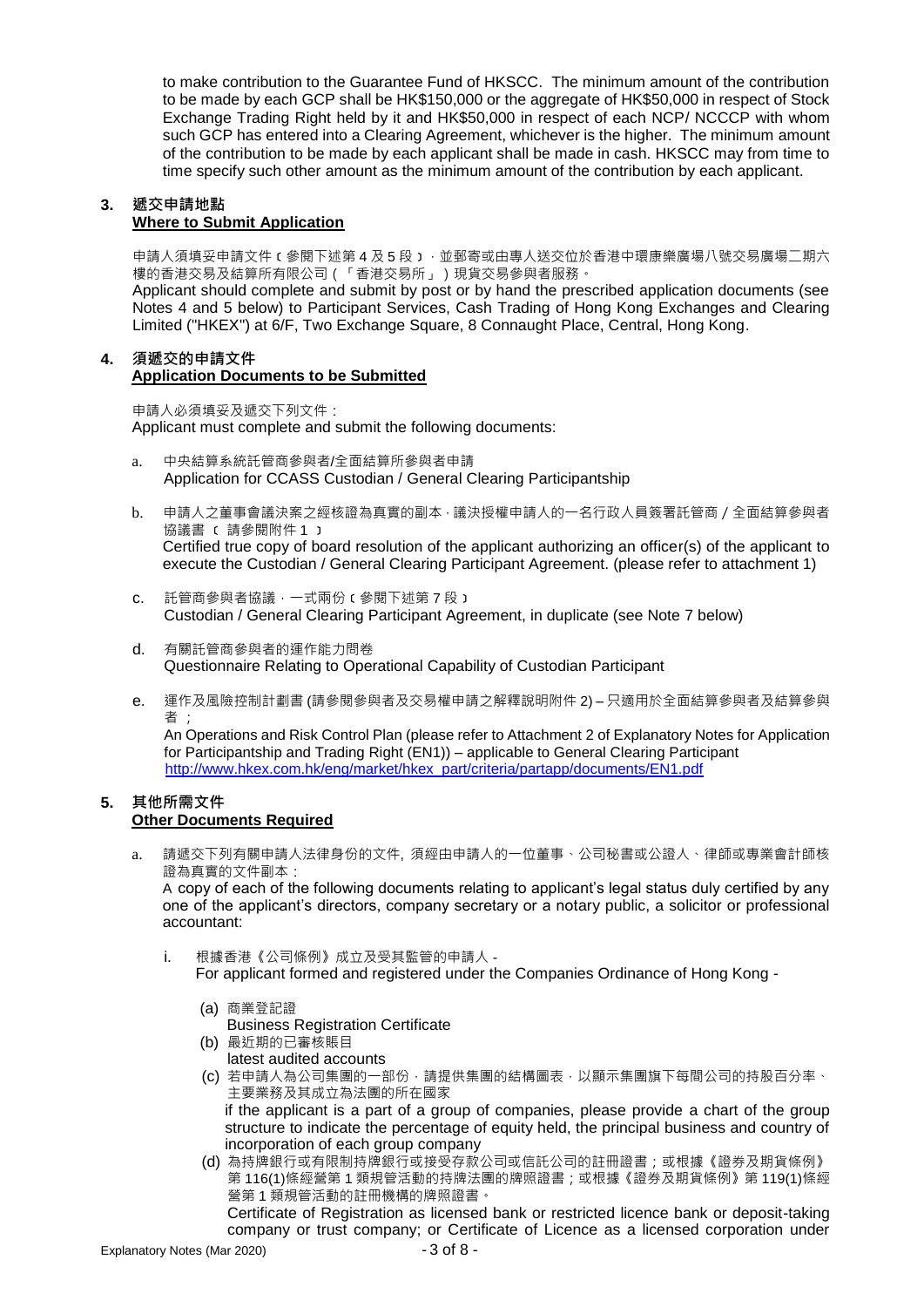to make contribution to the Guarantee Fund of HKSCC. The minimum amount of the contribution to be made by each GCP shall be HK$150,000 or the aggregate of HK$50,000 in respect of Stock Exchange Trading Right held by it and HK$50,000 in respect of each NCP/ NCCCP with whom such GCP has entered into a Clearing Agreement, whichever is the higher. The minimum amount of the contribution to be made by each applicant shall be made in cash. HKSCC may from time to time specify such other amount as the minimum amount of the contribution by each applicant.

## 3. 遞交申請地點
**Where to Submit Application**

申請人須填妥申請文件﹙參閱下述第 4 及 5 段﹚，並郵寄或由專人送交位於香港中環康樂廣場八號交易廣場二期六樓的香港交易及結算所有限公司（「香港交易所」）現貨交易參與者服務。

Applicant should complete and submit by post or by hand the prescribed application documents (see Notes 4 and 5 below) to Participant Services, Cash Trading of Hong Kong Exchanges and Clearing Limited ("HKEX") at 6/F, Two Exchange Square, 8 Connaught Place, Central, Hong Kong.

## 4. 須遞交的申請文件
**Application Documents to be Submitted**

申請人必須填妥及遞交下列文件：
Applicant must complete and submit the following documents:

a. 中央結算系統託管商參與者/全面結算所參與者申請
   Application for CCASS Custodian / General Clearing Participantship

b. 申請人之董事會議決案之經核證為真實的副本，議決授權申請人的一名行政人員簽署託管商 / 全面結算參與者協議書﹙請參閱附件 1﹚
   Certified true copy of board resolution of the applicant authorizing an officer(s) of the applicant to execute the Custodian / General Clearing Participant Agreement. (please refer to attachment 1)

c. 託管商參與者協議，一式兩份﹙參閱下述第 7 段﹚
   Custodian / General Clearing Participant Agreement, in duplicate (see Note 7 below)

d. 有關託管商參與者的運作能力問卷
   Questionnaire Relating to Operational Capability of Custodian Participant

e. 運作及風險控制計劃書 (請參閱參與者及交易權申請之解釋說明附件 2) – 只適用於全面結算參與者及結算參與者；
   An Operations and Risk Control Plan (please refer to Attachment 2 of Explanatory Notes for Application for Participantship and Trading Right (EN1)) – applicable to General Clearing Participant
   http://www.hkex.com.hk/eng/market/hkex_part/criteria/partapp/documents/EN1.pdf

## 5. 其他所需文件
**Other Documents Required**

a. 請遞交下列有關申請人法律身份的文件, 須經由申請人的一位董事、公司秘書或公證人、律師或專業會計師核證為真實的文件副本：
   A copy of each of the following documents relating to applicant's legal status duly certified by any one of the applicant's directors, company secretary or a notary public, a solicitor or professional accountant:

   i. 根據香港《公司條例》成立及受其監管的申請人 -
      For applicant formed and registered under the Companies Ordinance of Hong Kong -

      (a) 商業登記證
          Business Registration Certificate
      (b) 最近期的已審核賬目
          latest audited accounts
      (c) 若申請人為公司集團的一部份，請提供集團的結構圖表，以顯示集團旗下每間公司的持股百分率、主要業務及其成立為法團的所在國家
          if the applicant is a part of a group of companies, please provide a chart of the group structure to indicate the percentage of equity held, the principal business and country of incorporation of each group company
      (d) 為持牌銀行或有限制持牌銀行或接受存款公司或信託公司的註冊證書；或根據《證券及期貨條例》第 116(1)條經營第 1 類規管活動的持牌法團的牌照證書；或根據《證券及期貨條例》第 119(1)條經營第 1 類規管活動的註冊機構的牌照證書。
          Certificate of Registration as licensed bank or restricted licence bank or deposit-taking company or trust company; or Certificate of Licence as a licensed corporation under

Explanatory Notes (Mar 2020)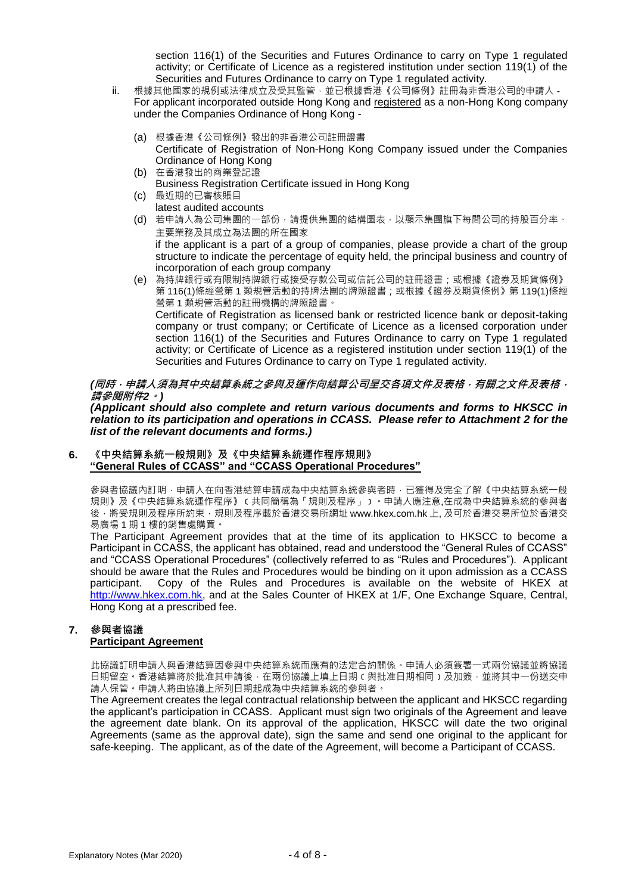section 116(1) of the Securities and Futures Ordinance to carry on Type 1 regulated activity; or Certificate of Licence as a registered institution under section 119(1) of the Securities and Futures Ordinance to carry on Type 1 regulated activity.

ii. 根據其他國家的規例或法律成立及受其監管，並已根據香港《公司條例》註冊為非香港公司的申請人 - For applicant incorporated outside Hong Kong and registered as a non-Hong Kong company under the Companies Ordinance of Hong Kong -

   (a) 根據香港《公司條例》發出的非香港公司註冊證書
   Certificate of Registration of Non-Hong Kong Company issued under the Companies Ordinance of Hong Kong

   (b) 在香港發出的商業登記證
   Business Registration Certificate issued in Hong Kong

   (c) 最近期的已審核賬目
   latest audited accounts

   (d) 若申請人為公司集團的一部份，請提供集團的結構圖表，以顯示集團旗下每間公司的持股百分率、主要業務及其成立為法團的所在國家
   if the applicant is a part of a group of companies, please provide a chart of the group structure to indicate the percentage of equity held, the principal business and country of incorporation of each group company

   (e) 為持牌銀行或有限制持牌銀行或接受存款公司或信託公司的註冊證書；或根據《證券及期貨條例》第 116(1)條經營第 1 類規管活動的持牌法團的牌照證書；或根據《證券及期貨條例》第 119(1)條經營第 1 類規管活動的註冊機構的牌照證書。
   Certificate of Registration as licensed bank or restricted licence bank or deposit-taking company or trust company; or Certificate of Licence as a licensed corporation under section 116(1) of the Securities and Futures Ordinance to carry on Type 1 regulated activity; or Certificate of Licence as a registered institution under section 119(1) of the Securities and Futures Ordinance to carry on Type 1 regulated activity.

***(同時，申請人須為其中央結算系統之參與及運作向結算公司呈交各項文件及表格，有關之文件及表格，請參閱附件2。)***

***(Applicant should also complete and return various documents and forms to HKSCC in relation to its participation and operations in CCASS. Please refer to Attachment 2 for the list of the relevant documents and forms.)***

**6. 《中央結算系統一般規則》及《中央結算系統運作程序規則》**
**"General Rules of CCASS" and "CCASS Operational Procedures"**

參與者協議內訂明，申請人在向香港結算申請成為中央結算系統參與者時，已獲得及完全了解《中央結算系統一般規則》及《中央結算系統運作程序》﹝共同簡稱為「規則及程序」﹞。申請人應注意,在成為中央結算系統的參與者後，將受規則及程序所約束，規則及程序載於香港交易所網址 www.hkex.com.hk 上, 及可於香港交易所位於香港交易廣場 1 期 1 樓的銷售處購買。

The Participant Agreement provides that at the time of its application to HKSCC to become a Participant in CCASS, the applicant has obtained, read and understood the "General Rules of CCASS" and "CCASS Operational Procedures" (collectively referred to as "Rules and Procedures"). Applicant should be aware that the Rules and Procedures would be binding on it upon admission as a CCASS participant. Copy of the Rules and Procedures is available on the website of HKEX at http://www.hkex.com.hk, and at the Sales Counter of HKEX at 1/F, One Exchange Square, Central, Hong Kong at a prescribed fee.

**7. 參與者協議**
**Participant Agreement**

此協議訂明申請人與香港結算因參與中央結算系統而應有的法定合約關係。申請人必須簽署一式兩份協議並將協議日期留空。香港結算將於批准其申請後，在兩份協議上填上日期﹝與批准日期相同﹞及加簽，並將其中一份送交申請人保管。申請人將由協議上所列日期起成為中央結算系統的參與者。

The Agreement creates the legal contractual relationship between the applicant and HKSCC regarding the applicant's participation in CCASS. Applicant must sign two originals of the Agreement and leave the agreement date blank. On its approval of the application, HKSCC will date the two original Agreements (same as the approval date), sign the same and send one original to the applicant for safe-keeping. The applicant, as of the date of the Agreement, will become a Participant of CCASS.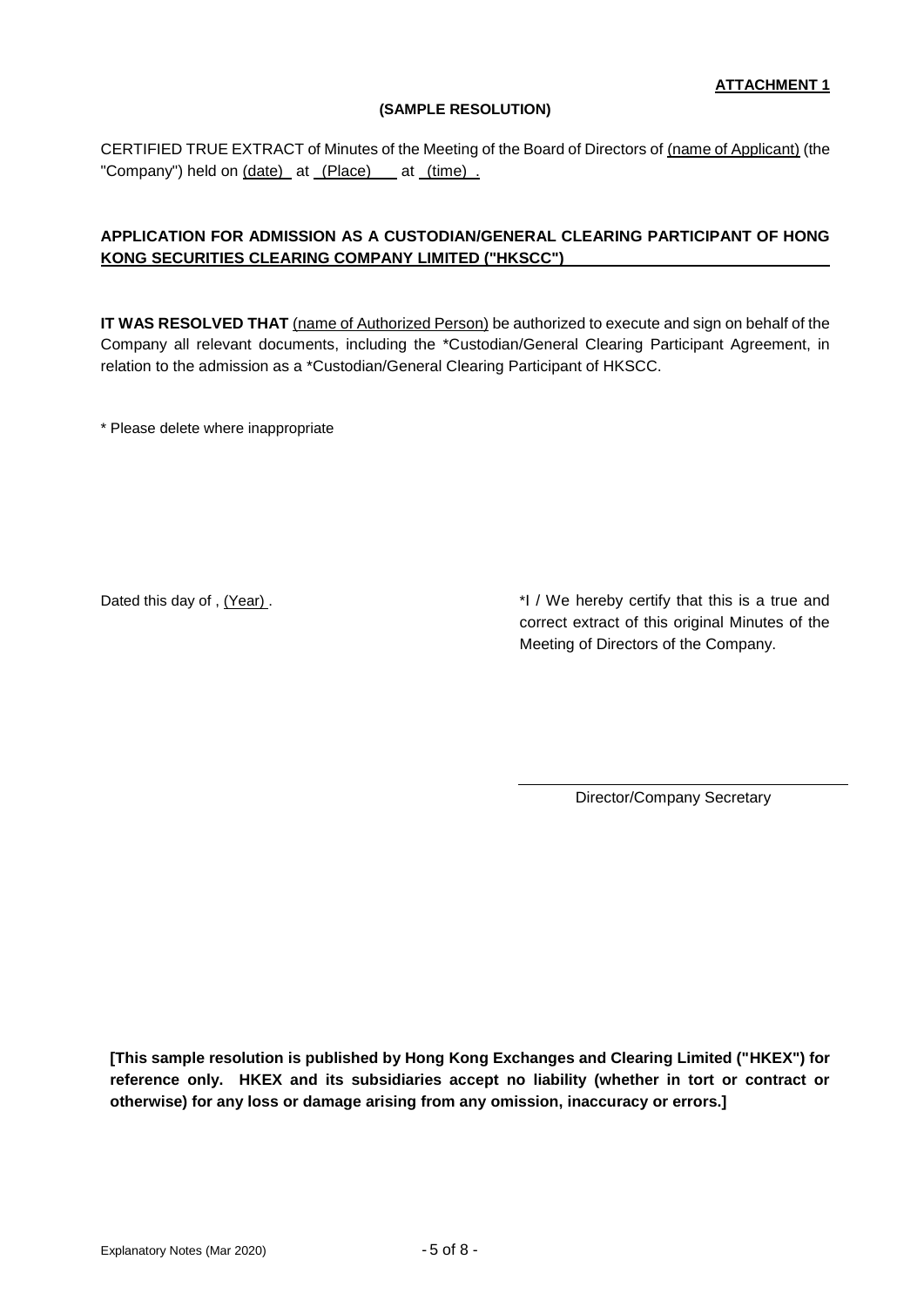**ATTACHMENT 1**

**(SAMPLE RESOLUTION)**

CERTIFIED TRUE EXTRACT of Minutes of the Meeting of the Board of Directors of (name of Applicant) (the "Company") held on (date) at (Place) at (time) .

**APPLICATION FOR ADMISSION AS A CUSTODIAN/GENERAL CLEARING PARTICIPANT OF HONG KONG SECURITIES CLEARING COMPANY LIMITED ("HKSCC")**

**IT WAS RESOLVED THAT** (name of Authorized Person) be authorized to execute and sign on behalf of the Company all relevant documents, including the *Custodian/General Clearing Participant Agreement, in relation to the admission as a *Custodian/General Clearing Participant of HKSCC.

* Please delete where inappropriate

Dated this day of , (Year) .

*I / We hereby certify that this is a true and correct extract of this original Minutes of the Meeting of Directors of the Company.

Director/Company Secretary

**[This sample resolution is published by Hong Kong Exchanges and Clearing Limited ("HKEX") for reference only. HKEX and its subsidiaries accept no liability (whether in tort or contract or otherwise) for any loss or damage arising from any omission, inaccuracy or errors.]**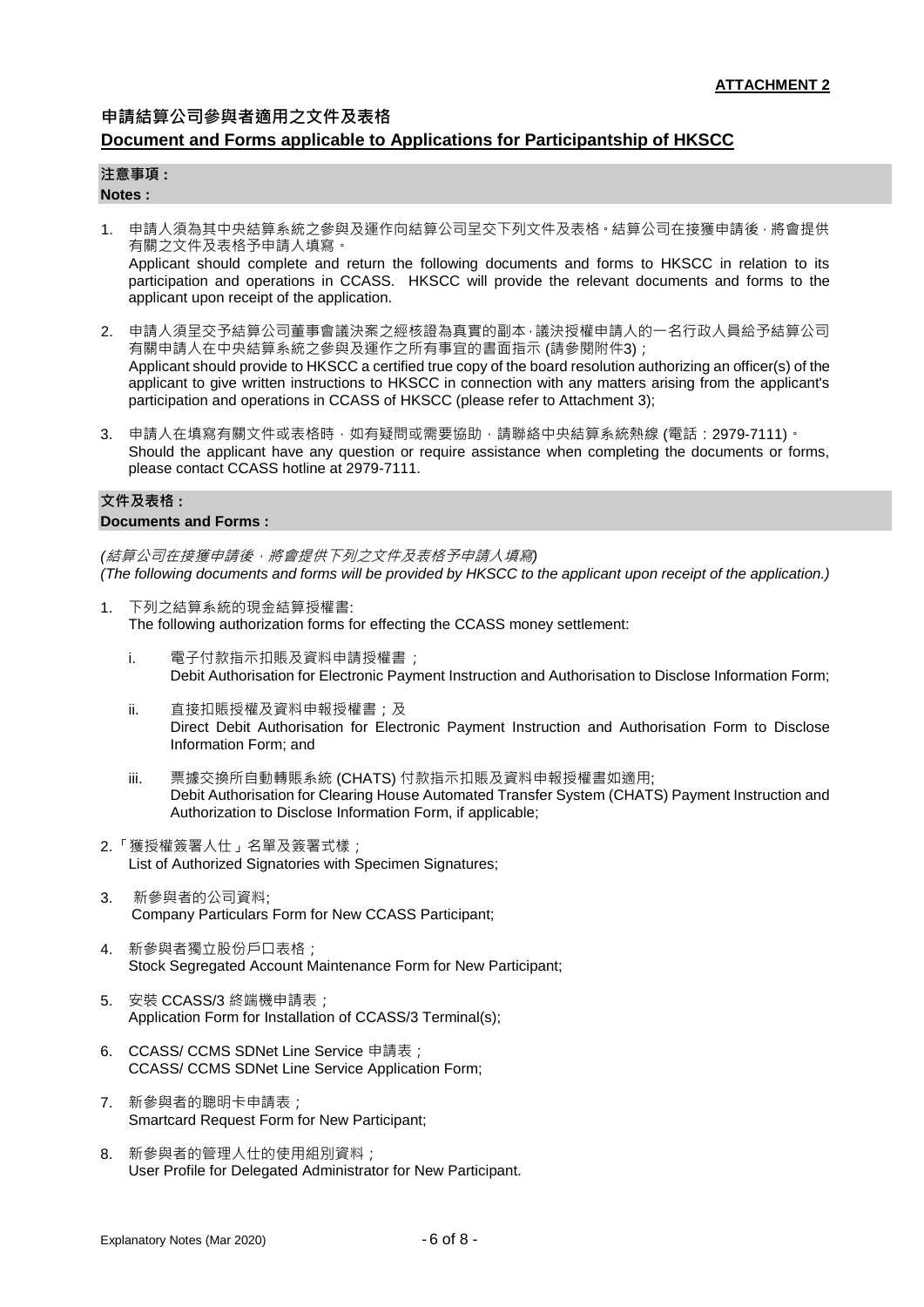**ATTACHMENT 2**

## 申請結算公司參與者適用之文件及表格
## Document and Forms applicable to Applications for Participantship of HKSCC

### 注意事項 :
### Notes :

1. 申請人須為其中央結算系統之參與及運作向結算公司呈交下列文件及表格。結算公司在接獲申請後，將會提供有關之文件及表格予申請人填寫。
   Applicant should complete and return the following documents and forms to HKSCC in relation to its participation and operations in CCASS. HKSCC will provide the relevant documents and forms to the applicant upon receipt of the application.

2. 申請人須呈交予結算公司董事會議決案之經核證為真實的副本，議決授權申請人的一名行政人員給予結算公司有關申請人在中央結算系統之參與及運作之所有事宜的書面指示 (請參閱附件3)；
   Applicant should provide to HKSCC a certified true copy of the board resolution authorizing an officer(s) of the applicant to give written instructions to HKSCC in connection with any matters arising from the applicant's participation and operations in CCASS of HKSCC (please refer to Attachment 3);

3. 申請人在填寫有關文件或表格時，如有疑問或需要協助，請聯絡中央結算系統熱線 (電話：2979-7111)。
   Should the applicant have any question or require assistance when completing the documents or forms, please contact CCASS hotline at 2979-7111.

### 文件及表格 :
### Documents and Forms :

*(結算公司在接獲申請後，將會提供下列之文件及表格予申請人填寫)*
*(The following documents and forms will be provided by HKSCC to the applicant upon receipt of the application.)*

1. 下列之結算系統的現金結算授權書:
   The following authorization forms for effecting the CCASS money settlement:

   i. 電子付款指示扣賬及資料申請授權書；
      Debit Authorisation for Electronic Payment Instruction and Authorisation to Disclose Information Form;

   ii. 直接扣賬授權及資料申報授權書；及
       Direct Debit Authorisation for Electronic Payment Instruction and Authorisation Form to Disclose Information Form; and

   iii. 票據交換所自動轉賬系統 (CHATS) 付款指示扣賬及資料申報授權書如適用;
        Debit Authorisation for Clearing House Automated Transfer System (CHATS) Payment Instruction and Authorization to Disclose Information Form, if applicable;

2. 「獲授權簽署人仕」名單及簽署式樣；
   List of Authorized Signatories with Specimen Signatures;

3. 新參與者的公司資料;
   Company Particulars Form for New CCASS Participant;

4. 新參與者獨立股份戶口表格；
   Stock Segregated Account Maintenance Form for New Participant;

5. 安裝 CCASS/3 終端機申請表；
   Application Form for Installation of CCASS/3 Terminal(s);

6. CCASS/ CCMS SDNet Line Service 申請表；
   CCASS/ CCMS SDNet Line Service Application Form;

7. 新參與者的聰明卡申請表；
   Smartcard Request Form for New Participant;

8. 新參與者的管理人仕的使用組別資料；
   User Profile for Delegated Administrator for New Participant.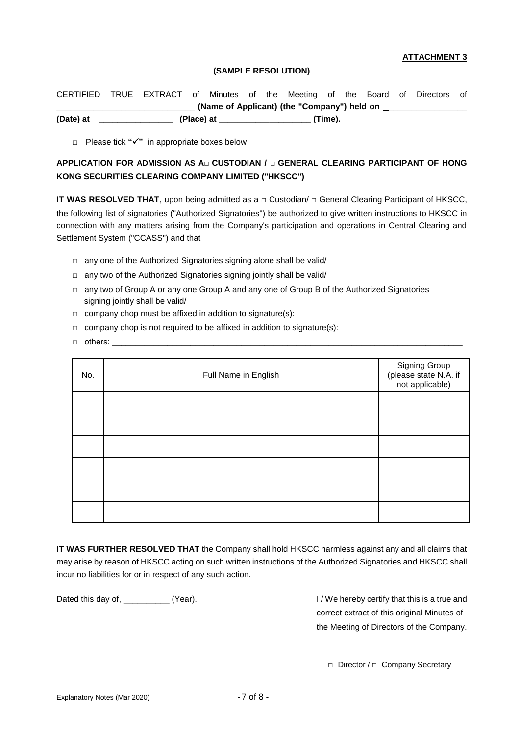**ATTACHMENT 3**

**(SAMPLE RESOLUTION)**

CERTIFIED TRUE EXTRACT of Minutes of the Meeting of the Board of Directors of _____________________________ **(Name of Applicant) (the "Company") held on** _________________ **(Date) at** _________________ **(Place) at** ____________________ **(Time).**

□ Please tick **"✓"** in appropriate boxes below

**APPLICATION FOR ADMISSION AS A□ CUSTODIAN / □ GENERAL CLEARING PARTICIPANT OF HONG KONG SECURITIES CLEARING COMPANY LIMITED ("HKSCC")**

**IT WAS RESOLVED THAT**, upon being admitted as a □ Custodian/ □ General Clearing Participant of HKSCC, the following list of signatories ("Authorized Signatories") be authorized to give written instructions to HKSCC in connection with any matters arising from the Company's participation and operations in Central Clearing and Settlement System ("CCASS") and that

- □ any one of the Authorized Signatories signing alone shall be valid/
- □ any two of the Authorized Signatories signing jointly shall be valid/
- □ any two of Group A or any one Group A and any one of Group B of the Authorized Signatories signing jointly shall be valid/
- □ company chop must be affixed in addition to signature(s):
- □ company chop is not required to be affixed in addition to signature(s):
- □ others: ______________________________________________________________________________

| No. | Full Name in English | Signing Group (please state N.A. if not applicable) |
|---|---|---|
| | | |
| | | |
| | | |
| | | |
| | | |
| | | |

**IT WAS FURTHER RESOLVED THAT** the Company shall hold HKSCC harmless against any and all claims that may arise by reason of HKSCC acting on such written instructions of the Authorized Signatories and HKSCC shall incur no liabilities for or in respect of any such action.

Dated this day of, __________ (Year).

I / We hereby certify that this is a true and correct extract of this original Minutes of the Meeting of Directors of the Company.

□ Director / □ Company Secretary

Explanatory Notes (Mar 2020)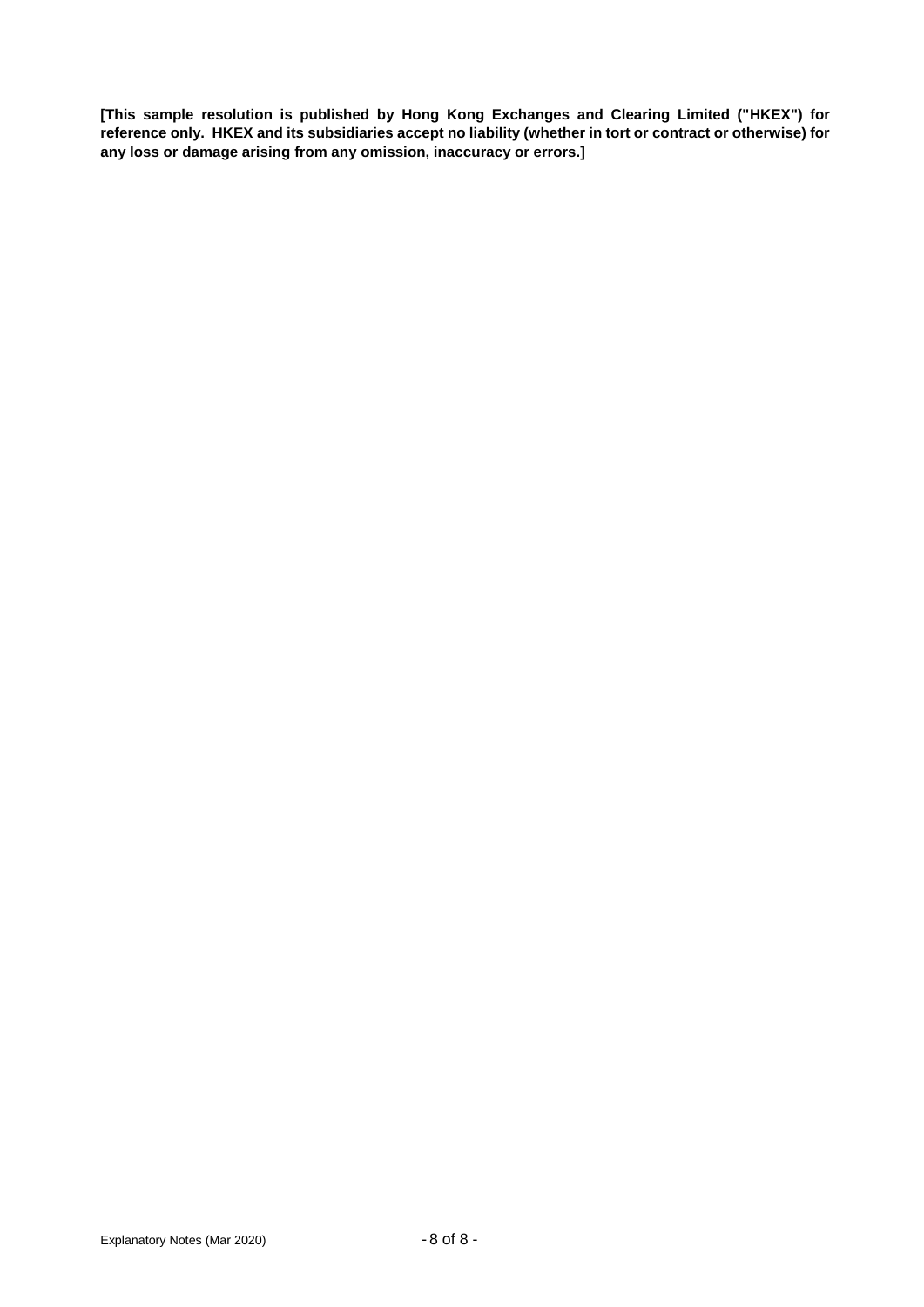**[This sample resolution is published by Hong Kong Exchanges and Clearing Limited ("HKEX") for reference only. HKEX and its subsidiaries accept no liability (whether in tort or contract or otherwise) for any loss or damage arising from any omission, inaccuracy or errors.]**